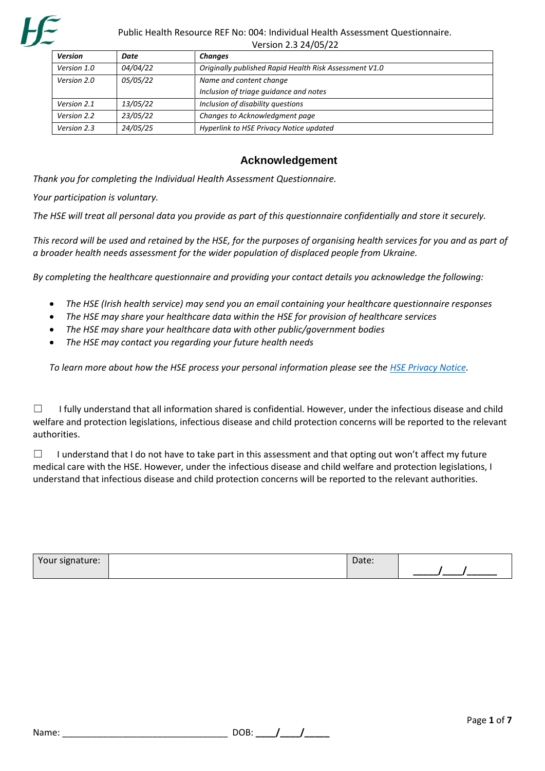Public Health Resource REF No: 004: Individual Health Assessment Questionnaire.
Version 2.3 24/05/22

| *Version* | *Date* | *Changes* |
| --- | --- | --- |
| *Version 1.0* | *04/04/22* | *Originally published Rapid Health Risk Assessment V1.0* |
| *Version 2.0* | *05/05/22* | *Name and content change*<br>*Inclusion of triage guidance and notes* |
| *Version 2.1* | *13/05/22* | *Inclusion of disability questions* |
| *Version 2.2* | *23/05/22* | *Changes to Acknowledgment page* |
| *Version 2.3* | *24/05/25* | *Hyperlink to HSE Privacy Notice updated* |

## Acknowledgement

*Thank you for completing the Individual Health Assessment Questionnaire.*

*Your participation is voluntary.*

*The HSE will treat all personal data you provide as part of this questionnaire confidentially and store it securely.*

*This record will be used and retained by the HSE, for the purposes of organising health services for you and as part of a broader health needs assessment for the wider population of displaced people from Ukraine.*

*By completing the healthcare questionnaire and providing your contact details you acknowledge the following:*

- *The HSE (Irish health service) may send you an email containing your healthcare questionnaire responses*
- *The HSE may share your healthcare data within the HSE for provision of healthcare services*
- *The HSE may share your healthcare data with other public/government bodies*
- *The HSE may contact you regarding your future health needs*

*To learn more about how the HSE process your personal information please see the HSE Privacy Notice.*

☐ I fully understand that all information shared is confidential. However, under the infectious disease and child welfare and protection legislations, infectious disease and child protection concerns will be reported to the relevant authorities.

☐ I understand that I do not have to take part in this assessment and that opting out won't affect my future medical care with the HSE. However, under the infectious disease and child welfare and protection legislations, I understand that infectious disease and child protection concerns will be reported to the relevant authorities.

| Your signature: | | Date: | ____/___/_____ |
| --- | --- | --- | --- |

Name: _________________________________ DOB: ____/____/_____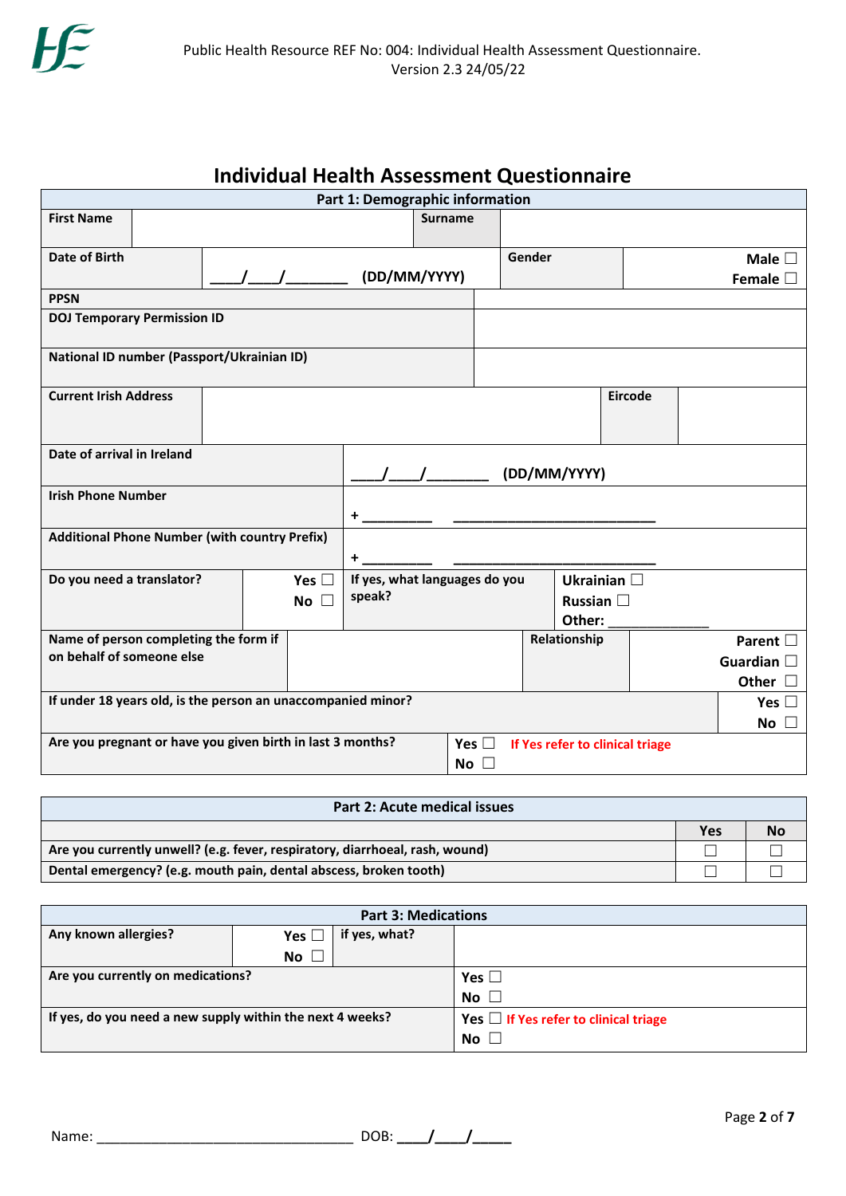# Individual Health Assessment Questionnaire

| Part 1: Demographic information | | | |
|---|---|---|---|
| **First Name** | | **Surname** | |
| **Date of Birth** | ____/____/________ **(DD/MM/YYYY)** | **Gender** | **Male** ☐ **Female** ☐ |
| **PPSN** | | | |
| **DOJ Temporary Permission ID** | | | |
| **National ID number (Passport/Ukrainian ID)** | | | |
| **Current Irish Address** | | **Eircode** | |
| **Date of arrival in Ireland** | ____/____/________ **(DD/MM/YYYY)** | | |
| **Irish Phone Number** | **+** _________ ___________________________ | | |
| **Additional Phone Number (with country Prefix)** | **+** _________ ___________________________ | | |
| **Do you need a translator?** | **Yes** ☐ **No** ☐ | **If yes, what languages do you speak?** | **Ukrainian** ☐ **Russian** ☐ **Other:** _____________ |
| **Name of person completing the form if on behalf of someone else** | | **Relationship** | **Parent** ☐ **Guardian** ☐ **Other** ☐ |
| **If under 18 years old, is the person an unaccompanied minor?** | | | **Yes** ☐ **No** ☐ |
| **Are you pregnant or have you given birth in last 3 months?** | **Yes** ☐ **No** ☐ | **If Yes refer to clinical triage** | |

| Part 2: Acute medical issues | Yes | No |
|---|---|---|
| **Are you currently unwell? (e.g. fever, respiratory, diarrhoeal, rash, wound)** | ☐ | ☐ |
| **Dental emergency? (e.g. mouth pain, dental abscess, broken tooth)** | ☐ | ☐ |

| Part 3: Medications | | | |
|---|---|---|---|
| **Any known allergies?** | **Yes** ☐ **No** ☐ | **if yes, what?** | |
| **Are you currently on medications?** | | | **Yes** ☐ **No** ☐ |
| **If yes, do you need a new supply within the next 4 weeks?** | | | **Yes** ☐ **If Yes refer to clinical triage** **No** ☐ |

Name: ________________________________ DOB: ____/____/_____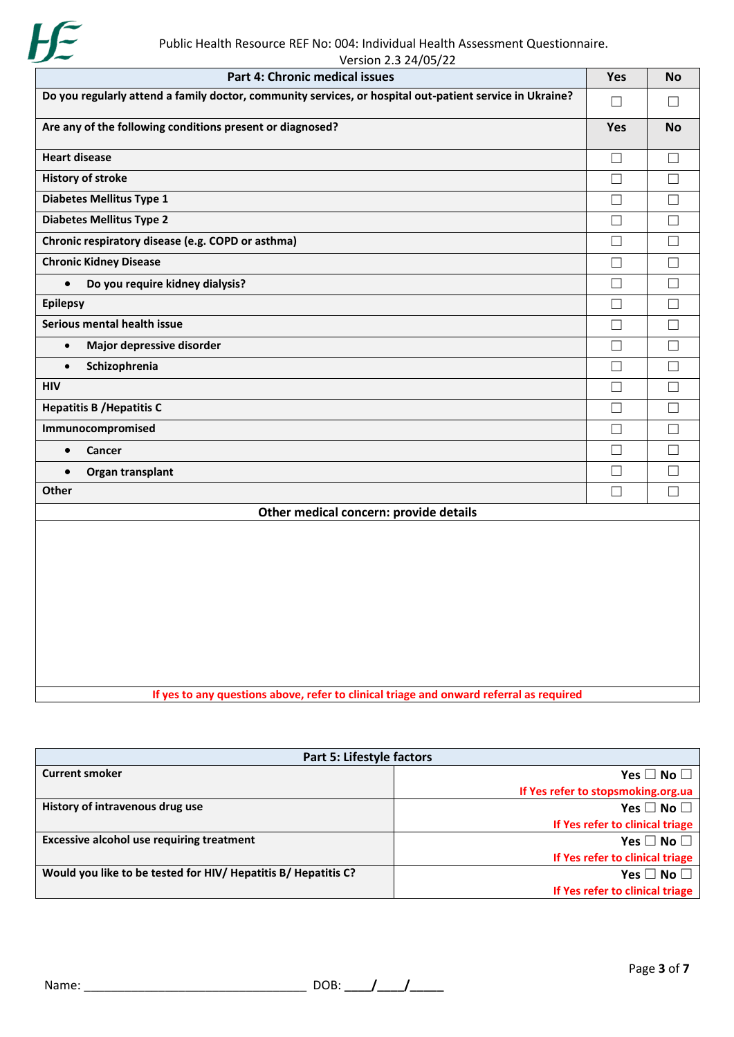| Part 4: Chronic medical issues | Yes | No |
|---|---|---|
| **Do you regularly attend a family doctor, community services, or hospital out-patient service in Ukraine?** | ☐ | ☐ |
| **Are any of the following conditions present or diagnosed?** | **Yes** | **No** |
| **Heart disease** | ☐ | ☐ |
| **History of stroke** | ☐ | ☐ |
| **Diabetes Mellitus Type 1** | ☐ | ☐ |
| **Diabetes Mellitus Type 2** | ☐ | ☐ |
| **Chronic respiratory disease (e.g. COPD or asthma)** | ☐ | ☐ |
| **Chronic Kidney Disease** | ☐ | ☐ |
| • **Do you require kidney dialysis?** | ☐ | ☐ |
| **Epilepsy** | ☐ | ☐ |
| **Serious mental health issue** | ☐ | ☐ |
| • **Major depressive disorder** | ☐ | ☐ |
| • **Schizophrenia** | ☐ | ☐ |
| **HIV** | ☐ | ☐ |
| **Hepatitis B /Hepatitis C** | ☐ | ☐ |
| **Immunocompromised** | ☐ | ☐ |
| • **Cancer** | ☐ | ☐ |
| • **Organ transplant** | ☐ | ☐ |
| **Other** | ☐ | ☐ |
| **Other medical concern: provide details** | | |
| | | |
| **If yes to any questions above, refer to clinical triage and onward referral as required** | | |

| Part 5: Lifestyle factors | |
|---|---|
| **Current smoker** | **Yes** ☐ **No** ☐ <br> **If Yes refer to stopsmoking.org.ua** |
| **History of intravenous drug use** | **Yes** ☐ **No** ☐ <br> **If Yes refer to clinical triage** |
| **Excessive alcohol use requiring treatment** | **Yes** ☐ **No** ☐ <br> **If Yes refer to clinical triage** |
| **Would you like to be tested for HIV/ Hepatitis B/ Hepatitis C?** | **Yes** ☐ **No** ☐ <br> **If Yes refer to clinical triage** |

Name: ________________________________ DOB: ____/____/_____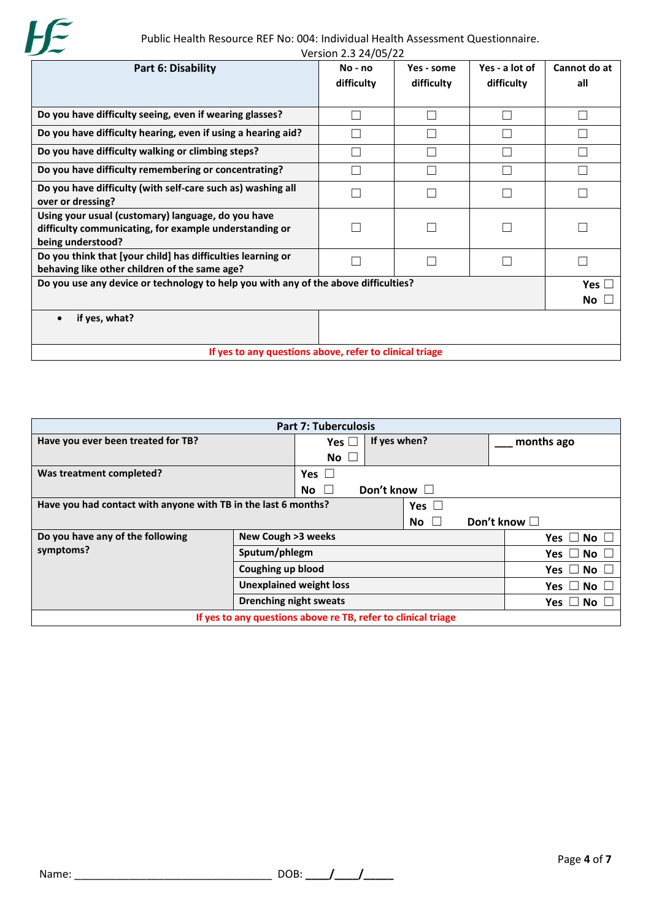Public Health Resource REF No: 004: Individual Health Assessment Questionnaire.
Version 2.3 24/05/22

| Part 6: Disability | No - no difficulty | Yes - some difficulty | Yes - a lot of difficulty | Cannot do at all |
|---|---|---|---|---|
| Do you have difficulty seeing, even if wearing glasses? | ☐ | ☐ | ☐ | ☐ |
| Do you have difficulty hearing, even if using a hearing aid? | ☐ | ☐ | ☐ | ☐ |
| Do you have difficulty walking or climbing steps? | ☐ | ☐ | ☐ | ☐ |
| Do you have difficulty remembering or concentrating? | ☐ | ☐ | ☐ | ☐ |
| Do you have difficulty (with self-care such as) washing all over or dressing? | ☐ | ☐ | ☐ | ☐ |
| Using your usual (customary) language, do you have difficulty communicating, for example understanding or being understood? | ☐ | ☐ | ☐ | ☐ |
| Do you think that [your child] has difficulties learning or behaving like other children of the same age? | ☐ | ☐ | ☐ | ☐ |
| Do you use any device or technology to help you with any of the above difficulties? | | | | Yes ☐ No ☐ |
| • if yes, what? | | | | |
| If yes to any questions above, refer to clinical triage | | | | |

| Part 7: Tuberculosis | | | |
|---|---|---|---|
| Have you ever been treated for TB? | Yes ☐ No ☐ | If yes when? | ___ months ago |
| Was treatment completed? | Yes ☐ No ☐ Don't know ☐ | | |
| Have you had contact with anyone with TB in the last 6 months? | Yes ☐ No ☐ Don't know ☐ | | |
| Do you have any of the following symptoms? | New Cough >3 weeks | | Yes ☐ No ☐ |
| | Sputum/phlegm | | Yes ☐ No ☐ |
| | Coughing up blood | | Yes ☐ No ☐ |
| | Unexplained weight loss | | Yes ☐ No ☐ |
| | Drenching night sweats | | Yes ☐ No ☐ |
| If yes to any questions above re TB, refer to clinical triage | | | |

Name: ________________________________ DOB: ____/____/_____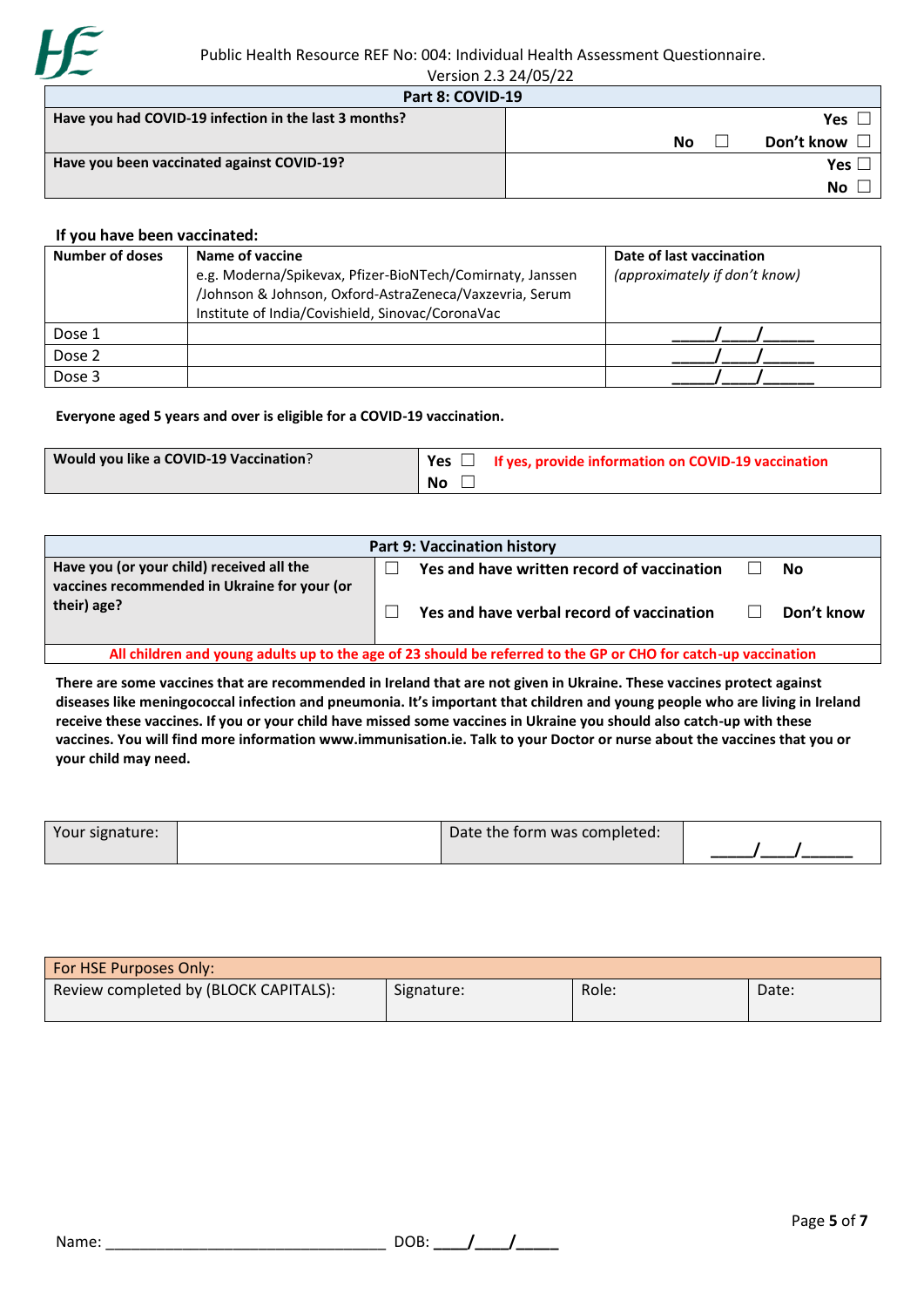| Part 8: COVID-19 | |
|---|---|
| **Have you had COVID-19 infection in the last 3 months?** | **Yes** ☐ **No** ☐ **Don't know** ☐ |
| **Have you been vaccinated against COVID-19?** | **Yes** ☐ **No** ☐ |

**If you have been vaccinated:**

| **Number of doses** | **Name of vaccine** e.g. Moderna/Spikevax, Pfizer-BioNTech/Comirnaty, Janssen /Johnson & Johnson, Oxford-AstraZeneca/Vaxzevria, Serum Institute of India/Covishield, Sinovac/CoronaVac | **Date of last vaccination** *(approximately if don't know)* |
|---|---|---|
| Dose 1 | | ____/___/_____ |
| Dose 2 | | ____/___/_____ |
| Dose 3 | | ____/___/_____ |

**Everyone aged 5 years and over is eligible for a COVID-19 vaccination.**

| **Would you like a COVID-19 Vaccination**? | **Yes** ☐ **No** ☐ | **If yes, provide information on COVID-19 vaccination** |
|---|---|---|

| Part 9: Vaccination history | | |
|---|---|---|
| **Have you (or your child) received all the vaccines recommended in Ukraine for your (or their) age?** | ☐ **Yes and have written record of vaccination** ☐ **Yes and have verbal record of vaccination** | ☐ **No** ☐ **Don't know** |
| **All children and young adults up to the age of 23 should be referred to the GP or CHO for catch-up vaccination** | | |

**There are some vaccines that are recommended in Ireland that are not given in Ukraine. These vaccines protect against diseases like meningococcal infection and pneumonia. It's important that children and young people who are living in Ireland receive these vaccines. If you or your child have missed some vaccines in Ukraine you should also catch-up with these vaccines. You will find more information www.immunisation.ie. Talk to your Doctor or nurse about the vaccines that you or your child may need.**

| Your signature: | | Date the form was completed: | ____/___/_____ |
|---|---|---|---|

| For HSE Purposes Only: | | | |
|---|---|---|---|
| Review completed by (BLOCK CAPITALS): | Signature: | Role: | Date: |

Name: ________________________________ DOB: ____/____/_____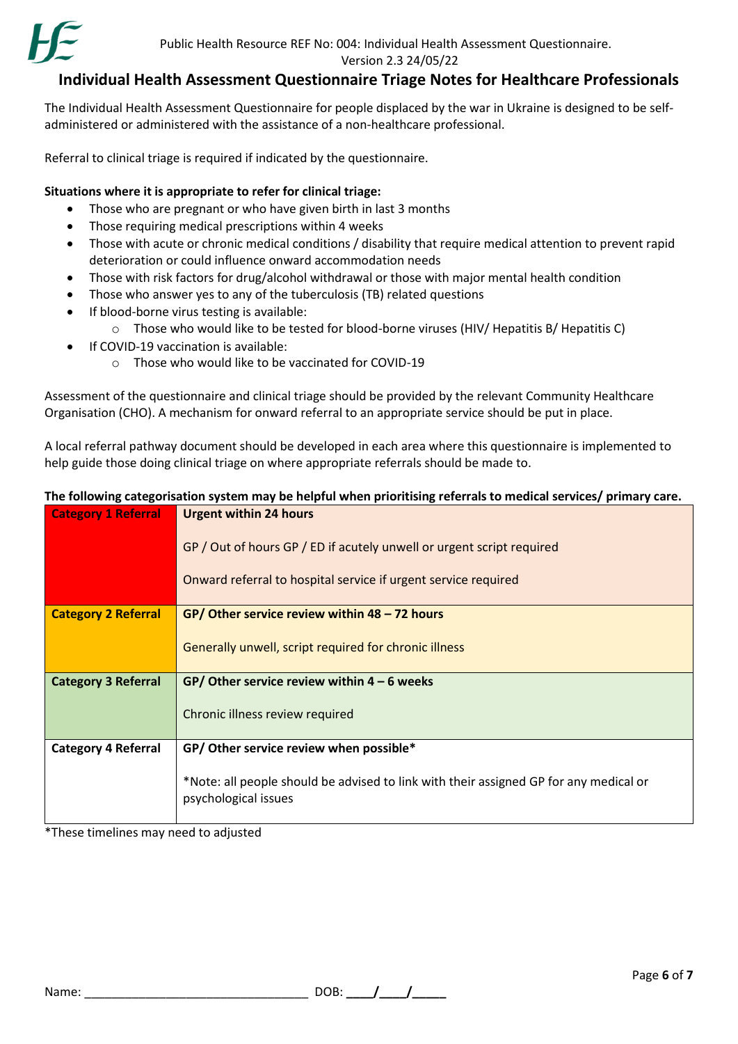# Individual Health Assessment Questionnaire Triage Notes for Healthcare Professionals

The Individual Health Assessment Questionnaire for people displaced by the war in Ukraine is designed to be self-administered or administered with the assistance of a non-healthcare professional.

Referral to clinical triage is required if indicated by the questionnaire.

**Situations where it is appropriate to refer for clinical triage:**

- Those who are pregnant or who have given birth in last 3 months
- Those requiring medical prescriptions within 4 weeks
- Those with acute or chronic medical conditions / disability that require medical attention to prevent rapid deterioration or could influence onward accommodation needs
- Those with risk factors for drug/alcohol withdrawal or those with major mental health condition
- Those who answer yes to any of the tuberculosis (TB) related questions
- If blood-borne virus testing is available:
  - Those who would like to be tested for blood-borne viruses (HIV/ Hepatitis B/ Hepatitis C)
- If COVID-19 vaccination is available:
  - Those who would like to be vaccinated for COVID-19

Assessment of the questionnaire and clinical triage should be provided by the relevant Community Healthcare Organisation (CHO). A mechanism for onward referral to an appropriate service should be put in place.

A local referral pathway document should be developed in each area where this questionnaire is implemented to help guide those doing clinical triage on where appropriate referrals should be made to.

**The following categorisation system may be helpful when prioritising referrals to medical services/ primary care.**

| Category | Details |
|---|---|
| **Category 1 Referral** | **Urgent within 24 hours**<br><br>GP / Out of hours GP / ED if acutely unwell or urgent script required<br><br>Onward referral to hospital service if urgent service required |
| **Category 2 Referral** | **GP/ Other service review within 48 – 72 hours**<br><br>Generally unwell, script required for chronic illness |
| **Category 3 Referral** | **GP/ Other service review within 4 – 6 weeks**<br><br>Chronic illness review required |
| **Category 4 Referral** | **GP/ Other service review when possible***<br><br>*Note: all people should be advised to link with their assigned GP for any medical or psychological issues |

*These timelines may need to adjusted

Name: ________________________________ DOB: ____/____/_____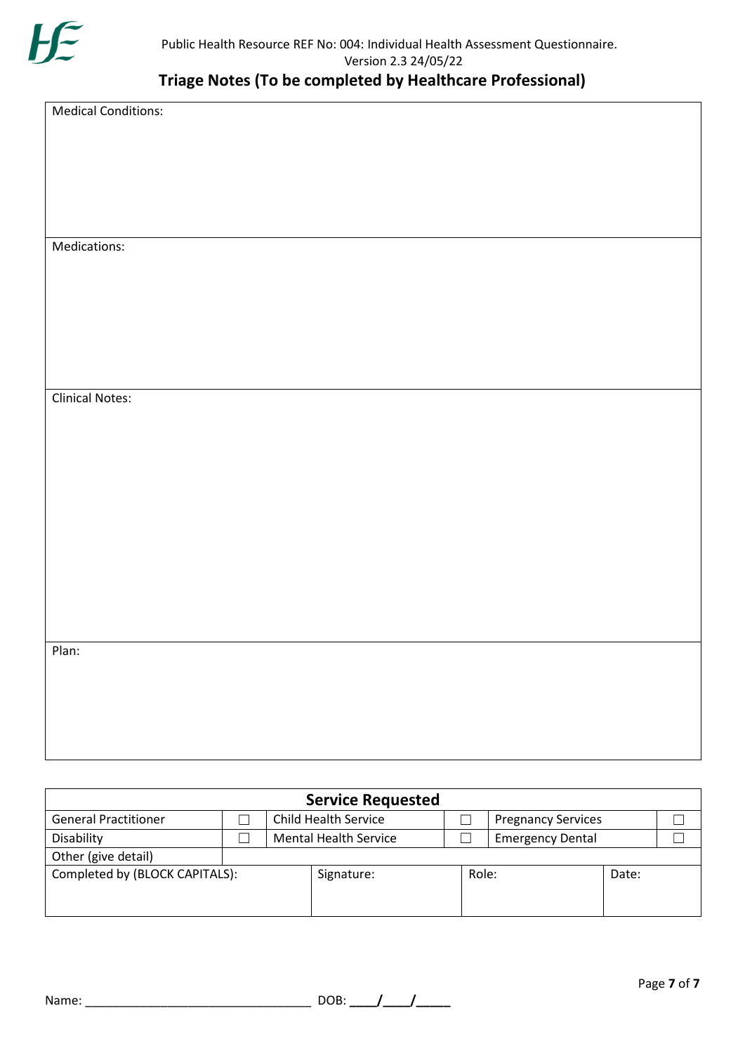## Triage Notes (To be completed by Healthcare Professional)

| |
|---|
| Medical Conditions: |
| Medications: |
| Clinical Notes: |
| Plan: |

| Service Requested | | | | | |
|---|---|---|---|---|---|
| General Practitioner | ☐ | Child Health Service | ☐ | Pregnancy Services | ☐ |
| Disability | ☐ | Mental Health Service | ☐ | Emergency Dental | ☐ |
| Other (give detail) | | | | | |

| Completed by (BLOCK CAPITALS): | Signature: | Role: | Date: |
|---|---|---|---|
| | | | |

Name: ________________________________ DOB: ____/____/_____